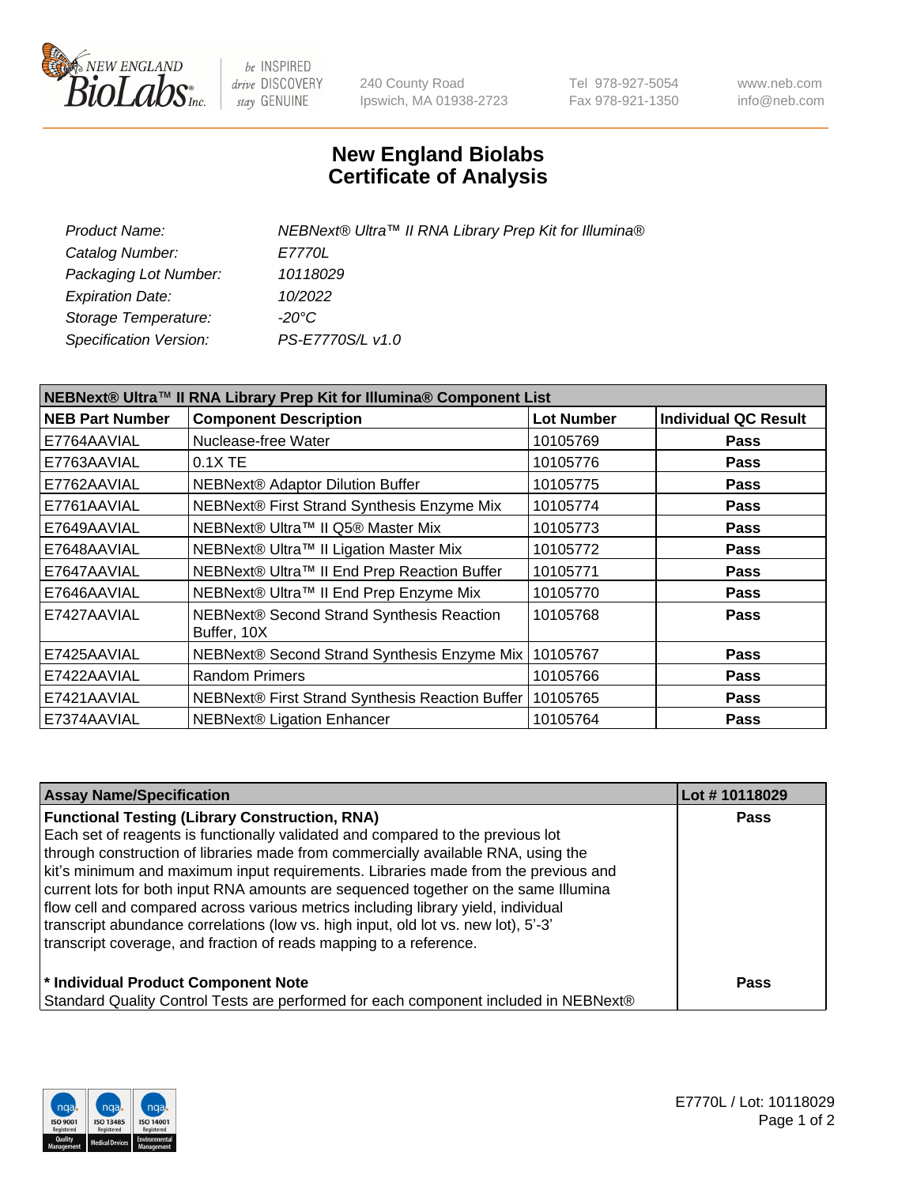# New England Biolabs Certificate of Analysis

| | |
|---|---|
| *Product Name:* | *NEBNext® Ultra™ II RNA Library Prep Kit for Illumina®* |
| *Catalog Number:* | *E7770L* |
| *Packaging Lot Number:* | *10118029* |
| *Expiration Date:* | *10/2022* |
| *Storage Temperature:* | *-20°C* |
| *Specification Version:* | *PS-E7770S/L v1.0* |

**NEBNext® Ultra™ II RNA Library Prep Kit for Illumina® Component List**

| NEB Part Number | Component Description | Lot Number | Individual QC Result |
|---|---|---|---|
| E7764AAVIAL | Nuclease-free Water | 10105769 | Pass |
| E7763AAVIAL | 0.1X TE | 10105776 | Pass |
| E7762AAVIAL | NEBNext® Adaptor Dilution Buffer | 10105775 | Pass |
| E7761AAVIAL | NEBNext® First Strand Synthesis Enzyme Mix | 10105774 | Pass |
| E7649AAVIAL | NEBNext® Ultra™ II Q5® Master Mix | 10105773 | Pass |
| E7648AAVIAL | NEBNext® Ultra™ II Ligation Master Mix | 10105772 | Pass |
| E7647AAVIAL | NEBNext® Ultra™ II End Prep Reaction Buffer | 10105771 | Pass |
| E7646AAVIAL | NEBNext® Ultra™ II End Prep Enzyme Mix | 10105770 | Pass |
| E7427AAVIAL | NEBNext® Second Strand Synthesis Reaction Buffer, 10X | 10105768 | Pass |
| E7425AAVIAL | NEBNext® Second Strand Synthesis Enzyme Mix | 10105767 | Pass |
| E7422AAVIAL | Random Primers | 10105766 | Pass |
| E7421AAVIAL | NEBNext® First Strand Synthesis Reaction Buffer | 10105765 | Pass |
| E7374AAVIAL | NEBNext® Ligation Enhancer | 10105764 | Pass |

| Assay Name/Specification | Lot # 10118029 |
|---|---|
| **Functional Testing (Library Construction, RNA)**<br>Each set of reagents is functionally validated and compared to the previous lot through construction of libraries made from commercially available RNA, using the kit's minimum and maximum input requirements. Libraries made from the previous and current lots for both input RNA amounts are sequenced together on the same Illumina flow cell and compared across various metrics including library yield, individual transcript abundance correlations (low vs. high input, old lot vs. new lot), 5'-3' transcript coverage, and fraction of reads mapping to a reference. | Pass |
| **\* Individual Product Component Note**<br>Standard Quality Control Tests are performed for each component included in NEBNext® | Pass |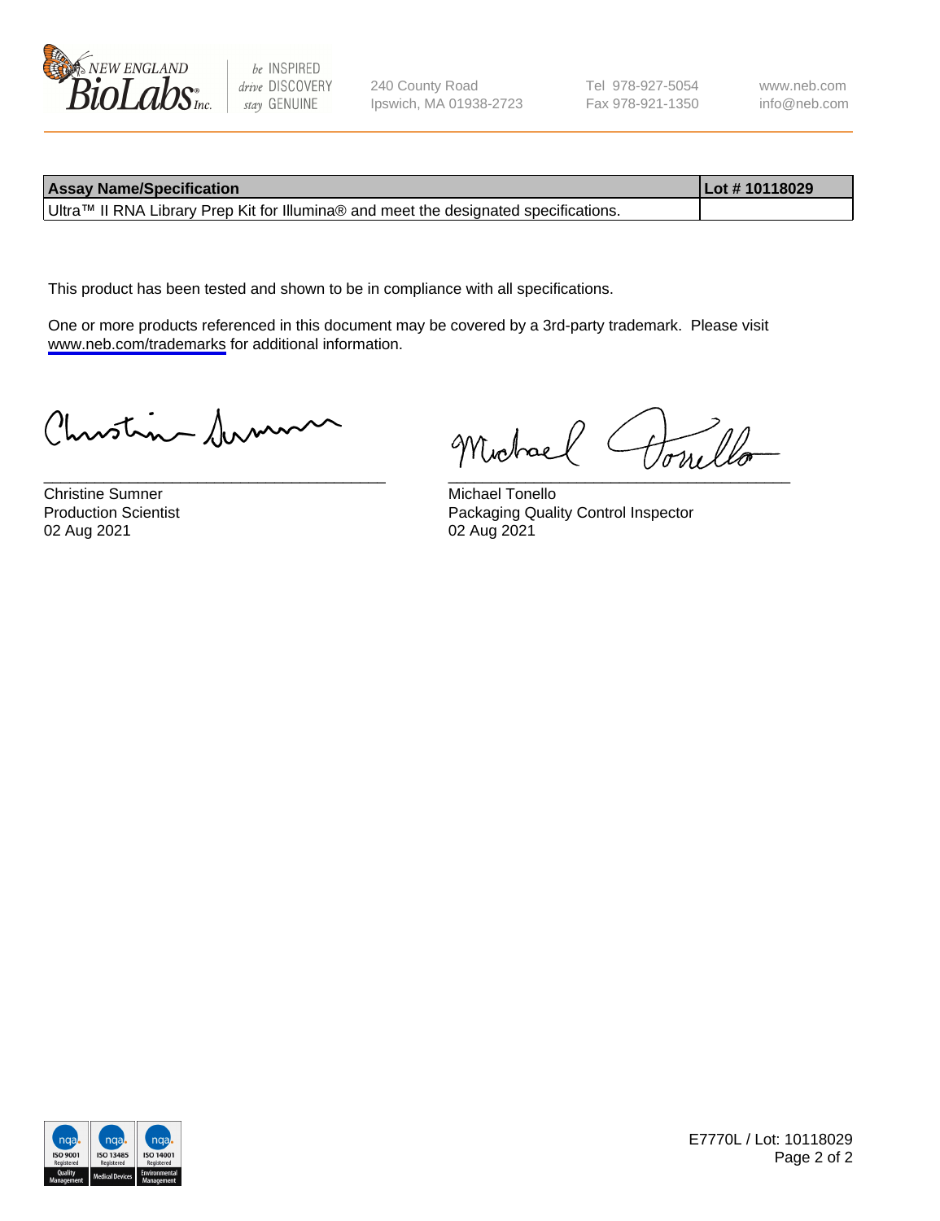| Assay Name/Specification | Lot # 10118029 |
| --- | --- |
| Ultra™ II RNA Library Prep Kit for Illumina® and meet the designated specifications. | |

This product has been tested and shown to be in compliance with all specifications.

One or more products referenced in this document may be covered by a 3rd-party trademark. Please visit www.neb.com/trademarks for additional information.

Christine Sumner
Production Scientist
02 Aug 2021

Michael Tonello
Packaging Quality Control Inspector
02 Aug 2021

E7770L / Lot: 10118029